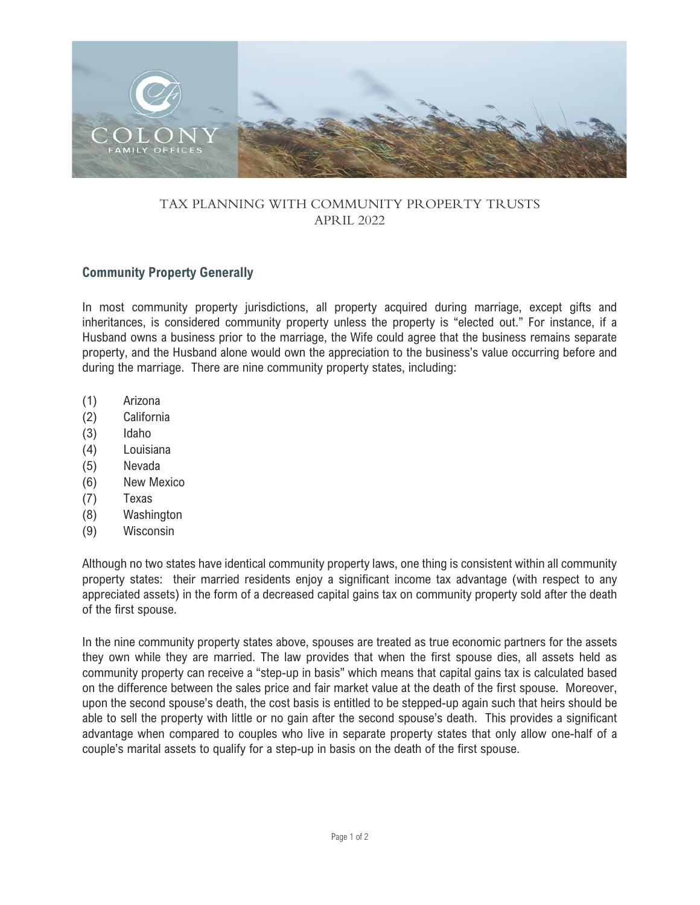# TAX PLANNING WITH COMMUNITY PROPERTY TRUSTS
APRIL 2022

## Community Property Generally

In most community property jurisdictions, all property acquired during marriage, except gifts and inheritances, is considered community property unless the property is "elected out." For instance, if a Husband owns a business prior to the marriage, the Wife could agree that the business remains separate property, and the Husband alone would own the appreciation to the business's value occurring before and during the marriage. There are nine community property states, including:

(1) Arizona
(2) California
(3) Idaho
(4) Louisiana
(5) Nevada
(6) New Mexico
(7) Texas
(8) Washington
(9) Wisconsin

Although no two states have identical community property laws, one thing is consistent within all community property states: their married residents enjoy a significant income tax advantage (with respect to any appreciated assets) in the form of a decreased capital gains tax on community property sold after the death of the first spouse.

In the nine community property states above, spouses are treated as true economic partners for the assets they own while they are married. The law provides that when the first spouse dies, all assets held as community property can receive a "step-up in basis" which means that capital gains tax is calculated based on the difference between the sales price and fair market value at the death of the first spouse. Moreover, upon the second spouse's death, the cost basis is entitled to be stepped-up again such that heirs should be able to sell the property with little or no gain after the second spouse's death. This provides a significant advantage when compared to couples who live in separate property states that only allow one-half of a couple's marital assets to qualify for a step-up in basis on the death of the first spouse.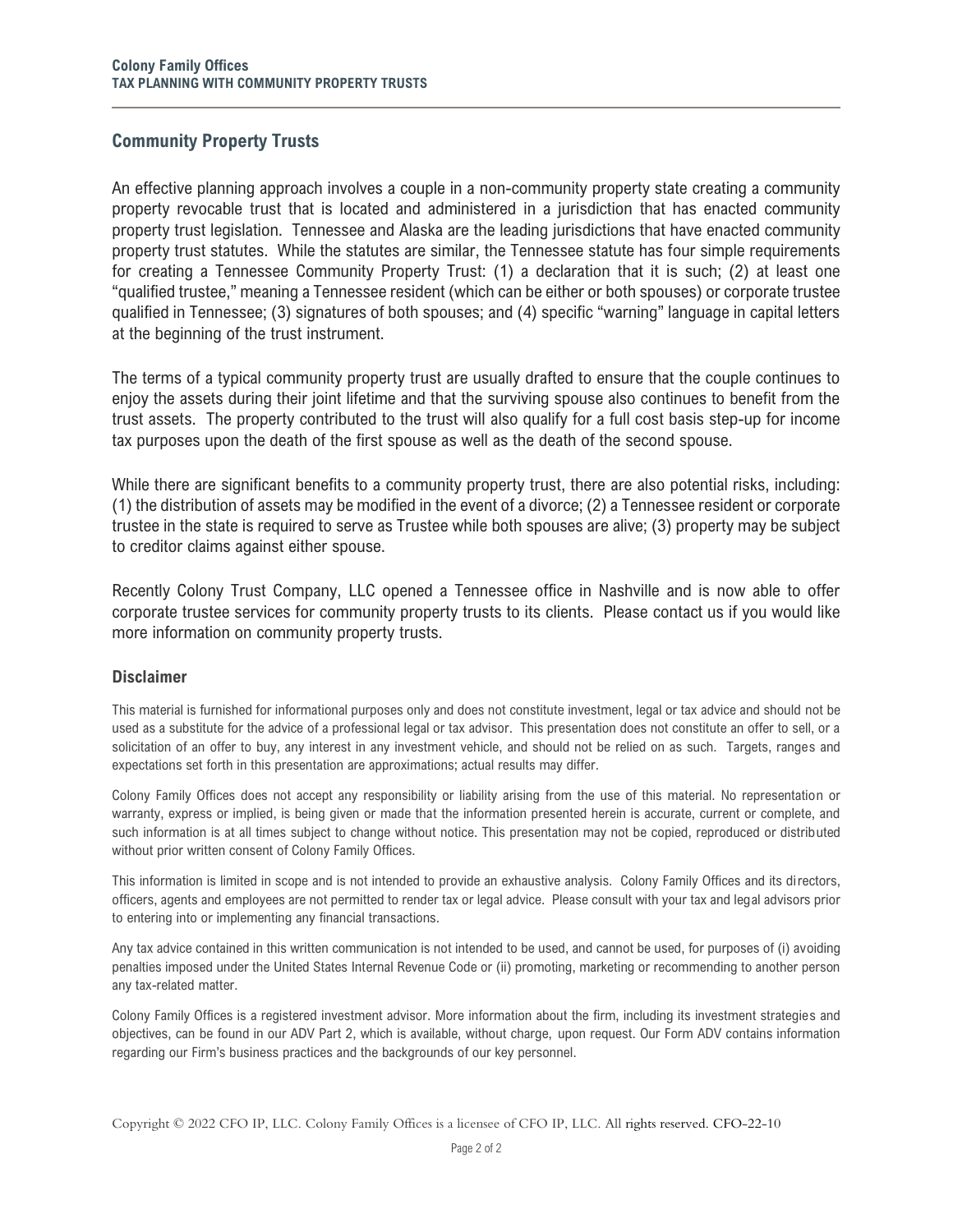## Community Property Trusts

An effective planning approach involves a couple in a non-community property state creating a community property revocable trust that is located and administered in a jurisdiction that has enacted community property trust legislation. Tennessee and Alaska are the leading jurisdictions that have enacted community property trust statutes. While the statutes are similar, the Tennessee statute has four simple requirements for creating a Tennessee Community Property Trust: (1) a declaration that it is such; (2) at least one "qualified trustee," meaning a Tennessee resident (which can be either or both spouses) or corporate trustee qualified in Tennessee; (3) signatures of both spouses; and (4) specific "warning" language in capital letters at the beginning of the trust instrument.

The terms of a typical community property trust are usually drafted to ensure that the couple continues to enjoy the assets during their joint lifetime and that the surviving spouse also continues to benefit from the trust assets. The property contributed to the trust will also qualify for a full cost basis step-up for income tax purposes upon the death of the first spouse as well as the death of the second spouse.

While there are significant benefits to a community property trust, there are also potential risks, including: (1) the distribution of assets may be modified in the event of a divorce; (2) a Tennessee resident or corporate trustee in the state is required to serve as Trustee while both spouses are alive; (3) property may be subject to creditor claims against either spouse.

Recently Colony Trust Company, LLC opened a Tennessee office in Nashville and is now able to offer corporate trustee services for community property trusts to its clients. Please contact us if you would like more information on community property trusts.

### Disclaimer

This material is furnished for informational purposes only and does not constitute investment, legal or tax advice and should not be used as a substitute for the advice of a professional legal or tax advisor. This presentation does not constitute an offer to sell, or a solicitation of an offer to buy, any interest in any investment vehicle, and should not be relied on as such. Targets, ranges and expectations set forth in this presentation are approximations; actual results may differ.

Colony Family Offices does not accept any responsibility or liability arising from the use of this material. No representation or warranty, express or implied, is being given or made that the information presented herein is accurate, current or complete, and such information is at all times subject to change without notice. This presentation may not be copied, reproduced or distributed without prior written consent of Colony Family Offices.

This information is limited in scope and is not intended to provide an exhaustive analysis. Colony Family Offices and its directors, officers, agents and employees are not permitted to render tax or legal advice. Please consult with your tax and legal advisors prior to entering into or implementing any financial transactions.

Any tax advice contained in this written communication is not intended to be used, and cannot be used, for purposes of (i) avoiding penalties imposed under the United States Internal Revenue Code or (ii) promoting, marketing or recommending to another person any tax-related matter.

Colony Family Offices is a registered investment advisor. More information about the firm, including its investment strategies and objectives, can be found in our ADV Part 2, which is available, without charge, upon request. Our Form ADV contains information regarding our Firm's business practices and the backgrounds of our key personnel.

Copyright © 2022 CFO IP, LLC. Colony Family Offices is a licensee of CFO IP, LLC. All rights reserved. CFO-22-10